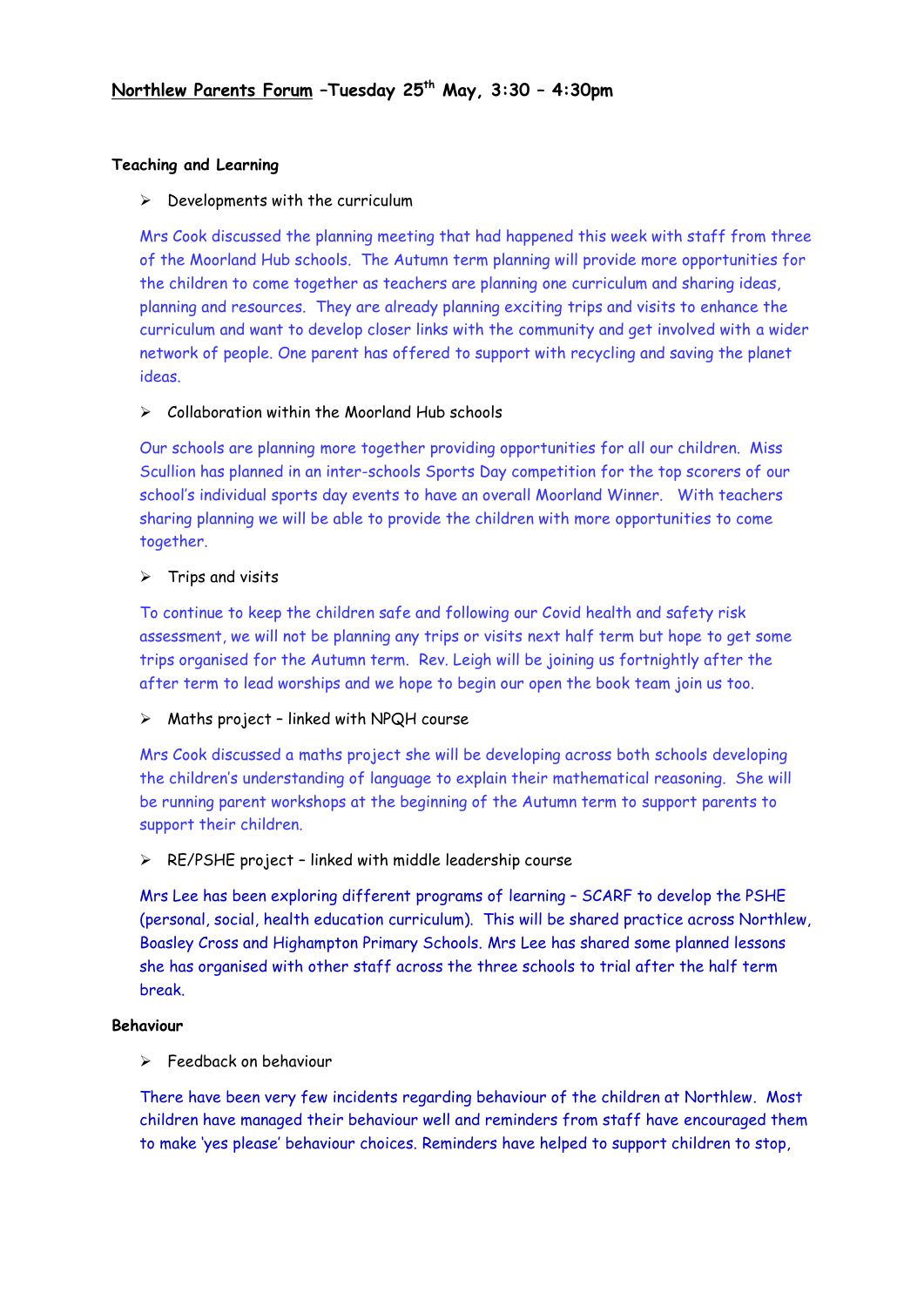# Northlew Parents Forum –Tuesday 25th May, 3:30 – 4:30pm

## Teaching and Learning

- Developments with the curriculum

Mrs Cook discussed the planning meeting that had happened this week with staff from three of the Moorland Hub schools. The Autumn term planning will provide more opportunities for the children to come together as teachers are planning one curriculum and sharing ideas, planning and resources. They are already planning exciting trips and visits to enhance the curriculum and want to develop closer links with the community and get involved with a wider network of people. One parent has offered to support with recycling and saving the planet ideas.

- Collaboration within the Moorland Hub schools

Our schools are planning more together providing opportunities for all our children. Miss Scullion has planned in an inter-schools Sports Day competition for the top scorers of our school's individual sports day events to have an overall Moorland Winner. With teachers sharing planning we will be able to provide the children with more opportunities to come together.

- Trips and visits

To continue to keep the children safe and following our Covid health and safety risk assessment, we will not be planning any trips or visits next half term but hope to get some trips organised for the Autumn term. Rev. Leigh will be joining us fortnightly after the after term to lead worships and we hope to begin our open the book team join us too.

- Maths project – linked with NPQH course

Mrs Cook discussed a maths project she will be developing across both schools developing the children's understanding of language to explain their mathematical reasoning. She will be running parent workshops at the beginning of the Autumn term to support parents to support their children.

- RE/PSHE project – linked with middle leadership course

Mrs Lee has been exploring different programs of learning – SCARF to develop the PSHE (personal, social, health education curriculum). This will be shared practice across Northlew, Boasley Cross and Highampton Primary Schools. Mrs Lee has shared some planned lessons she has organised with other staff across the three schools to trial after the half term break.

## Behaviour

- Feedback on behaviour

There have been very few incidents regarding behaviour of the children at Northlew. Most children have managed their behaviour well and reminders from staff have encouraged them to make 'yes please' behaviour choices. Reminders have helped to support children to stop,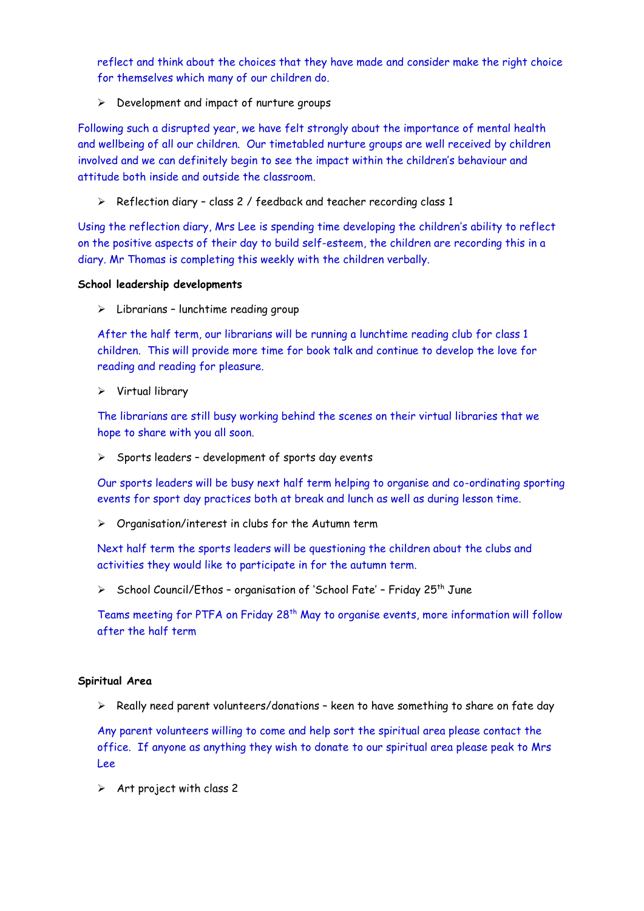reflect and think about the choices that they have made and consider make the right choice for themselves which many of our children do.

- Development and impact of nurture groups

Following such a disrupted year, we have felt strongly about the importance of mental health and wellbeing of all our children. Our timetabled nurture groups are well received by children involved and we can definitely begin to see the impact within the children's behaviour and attitude both inside and outside the classroom.

- Reflection diary – class 2 / feedback and teacher recording class 1

Using the reflection diary, Mrs Lee is spending time developing the children's ability to reflect on the positive aspects of their day to build self-esteem, the children are recording this in a diary. Mr Thomas is completing this weekly with the children verbally.

**School leadership developments**

- Librarians – lunchtime reading group

After the half term, our librarians will be running a lunchtime reading club for class 1 children. This will provide more time for book talk and continue to develop the love for reading and reading for pleasure.

- Virtual library

The librarians are still busy working behind the scenes on their virtual libraries that we hope to share with you all soon.

- Sports leaders – development of sports day events

Our sports leaders will be busy next half term helping to organise and co-ordinating sporting events for sport day practices both at break and lunch as well as during lesson time.

- Organisation/interest in clubs for the Autumn term

Next half term the sports leaders will be questioning the children about the clubs and activities they would like to participate in for the autumn term.

- School Council/Ethos – organisation of 'School Fate' – Friday 25th June

Teams meeting for PTFA on Friday 28th May to organise events, more information will follow after the half term

**Spiritual Area**

- Really need parent volunteers/donations – keen to have something to share on fate day

Any parent volunteers willing to come and help sort the spiritual area please contact the office. If anyone as anything they wish to donate to our spiritual area please peak to Mrs Lee

- Art project with class 2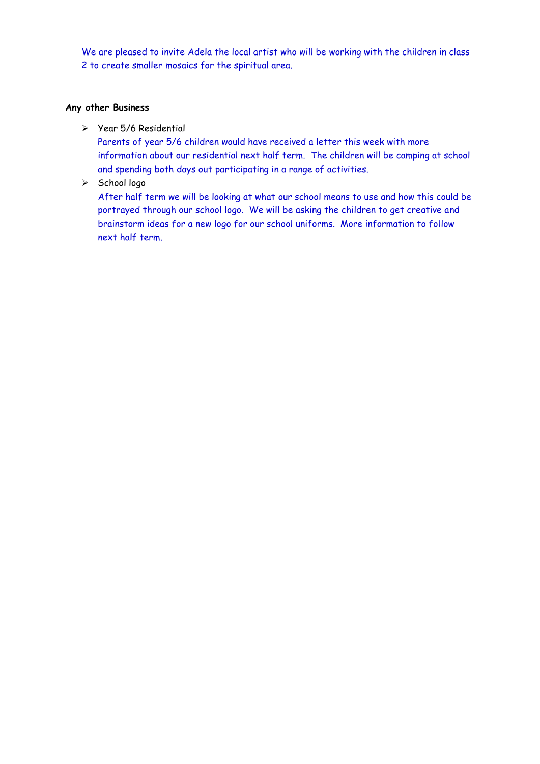We are pleased to invite Adela the local artist who will be working with the children in class 2 to create smaller mosaics for the spiritual area.

**Any other Business**

- Year 5/6 Residential
  Parents of year 5/6 children would have received a letter this week with more information about our residential next half term. The children will be camping at school and spending both days out participating in a range of activities.
- School logo
  After half term we will be looking at what our school means to use and how this could be portrayed through our school logo. We will be asking the children to get creative and brainstorm ideas for a new logo for our school uniforms. More information to follow next half term.